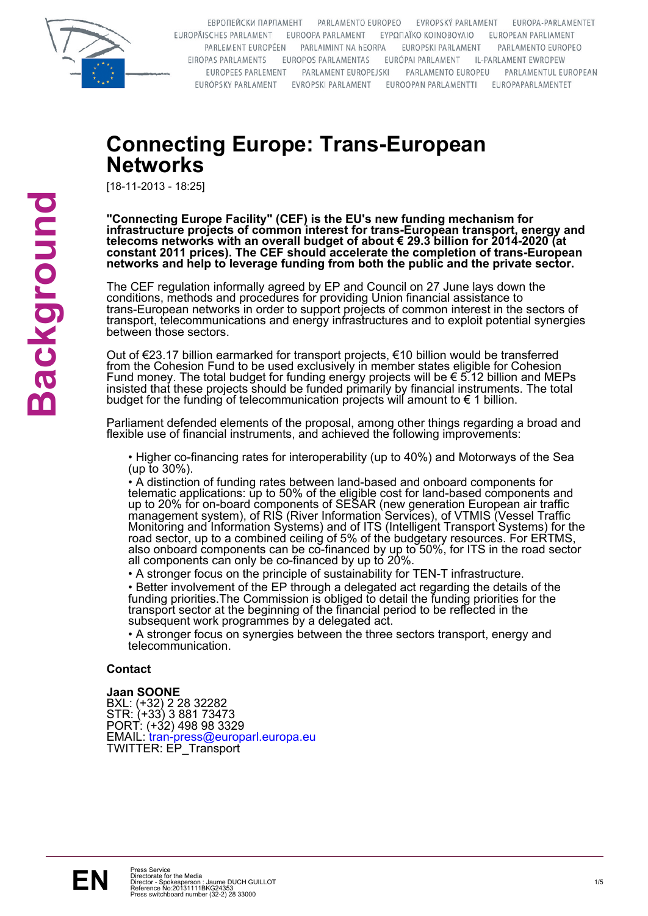# Connecting Europe: Trans-European Networks

[18-11-2013 - 18:25]

**"Connecting Europe Facility" (CEF) is the EU's new funding mechanism for infrastructure projects of common interest for trans-European transport, energy and telecoms networks with an overall budget of about € 29.3 billion for 2014-2020 (at constant 2011 prices). The CEF should accelerate the completion of trans-European networks and help to leverage funding from both the public and the private sector.**

The CEF regulation informally agreed by EP and Council on 27 June lays down the conditions, methods and procedures for providing Union financial assistance to trans-European networks in order to support projects of common interest in the sectors of transport, telecommunications and energy infrastructures and to exploit potential synergies between those sectors.

Out of €23.17 billion earmarked for transport projects, €10 billion would be transferred from the Cohesion Fund to be used exclusively in member states eligible for Cohesion Fund money. The total budget for funding energy projects will be € 5.12 billion and MEPs insisted that these projects should be funded primarily by financial instruments. The total budget for the funding of telecommunication projects will amount to € 1 billion.

Parliament defended elements of the proposal, among other things regarding a broad and flexible use of financial instruments, and achieved the following improvements:

- Higher co-financing rates for interoperability (up to 40%) and Motorways of the Sea (up to 30%).
- A distinction of funding rates between land-based and onboard components for telematic applications: up to 50% of the eligible cost for land-based components and up to 20% for on-board components of SESAR (new generation European air traffic management system), of RIS (River Information Services), of VTMIS (Vessel Traffic Monitoring and Information Systems) and of ITS (Intelligent Transport Systems) for the road sector, up to a combined ceiling of 5% of the budgetary resources. For ERTMS, also onboard components can be co-financed by up to 50%, for ITS in the road sector all components can only be co-financed by up to 20%.
- A stronger focus on the principle of sustainability for TEN-T infrastructure.
- Better involvement of the EP through a delegated act regarding the details of the funding priorities.The Commission is obliged to detail the funding priorities for the transport sector at the beginning of the financial period to be reflected in the subsequent work programmes by a delegated act.
- A stronger focus on synergies between the three sectors transport, energy and telecommunication.

### Contact

**Jaan SOONE**
BXL: (+32) 2 28 32282
STR: (+33) 3 881 73473
PORT: (+32) 498 98 3329
EMAIL: tran-press@europarl.europa.eu
TWITTER: EP_Transport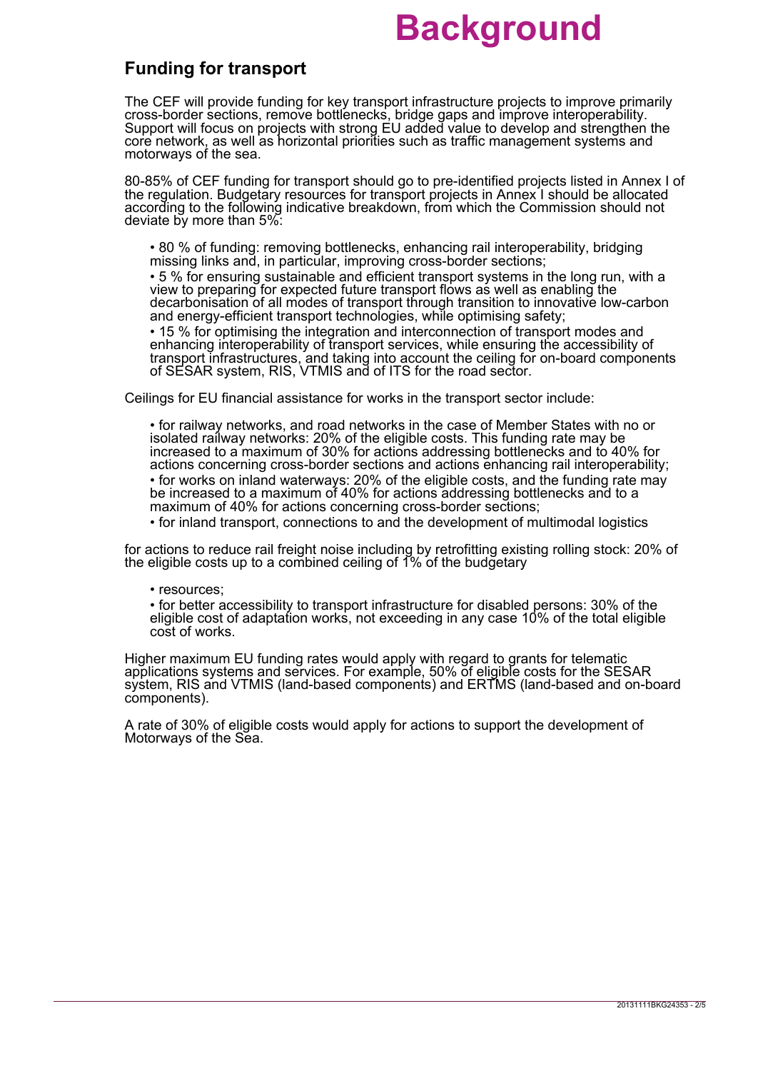# Background

## Funding for transport

The CEF will provide funding for key transport infrastructure projects to improve primarily cross-border sections, remove bottlenecks, bridge gaps and improve interoperability. Support will focus on projects with strong EU added value to develop and strengthen the core network, as well as horizontal priorities such as traffic management systems and motorways of the sea.

80-85% of CEF funding for transport should go to pre-identified projects listed in Annex I of the regulation. Budgetary resources for transport projects in Annex I should be allocated according to the following indicative breakdown, from which the Commission should not deviate by more than 5%:

- 80 % of funding: removing bottlenecks, enhancing rail interoperability, bridging missing links and, in particular, improving cross-border sections;
- 5 % for ensuring sustainable and efficient transport systems in the long run, with a view to preparing for expected future transport flows as well as enabling the decarbonisation of all modes of transport through transition to innovative low-carbon and energy-efficient transport technologies, while optimising safety;
- 15 % for optimising the integration and interconnection of transport modes and enhancing interoperability of transport services, while ensuring the accessibility of transport infrastructures, and taking into account the ceiling for on-board components of SESAR system, RIS, VTMIS and of ITS for the road sector.

Ceilings for EU financial assistance for works in the transport sector include:

- for railway networks, and road networks in the case of Member States with no or isolated railway networks: 20% of the eligible costs. This funding rate may be increased to a maximum of 30% for actions addressing bottlenecks and to 40% for actions concerning cross-border sections and actions enhancing rail interoperability;
- for works on inland waterways: 20% of the eligible costs, and the funding rate may be increased to a maximum of 40% for actions addressing bottlenecks and to a maximum of 40% for actions concerning cross-border sections;
- for inland transport, connections to and the development of multimodal logistics

for actions to reduce rail freight noise including by retrofitting existing rolling stock: 20% of the eligible costs up to a combined ceiling of 1% of the budgetary

- resources;
- for better accessibility to transport infrastructure for disabled persons: 30% of the eligible cost of adaptation works, not exceeding in any case 10% of the total eligible cost of works.

Higher maximum EU funding rates would apply with regard to grants for telematic applications systems and services. For example, 50% of eligible costs for the SESAR system, RIS and VTMIS (land-based components) and ERTMS (land-based and on-board components).

A rate of 30% of eligible costs would apply for actions to support the development of Motorways of the Sea.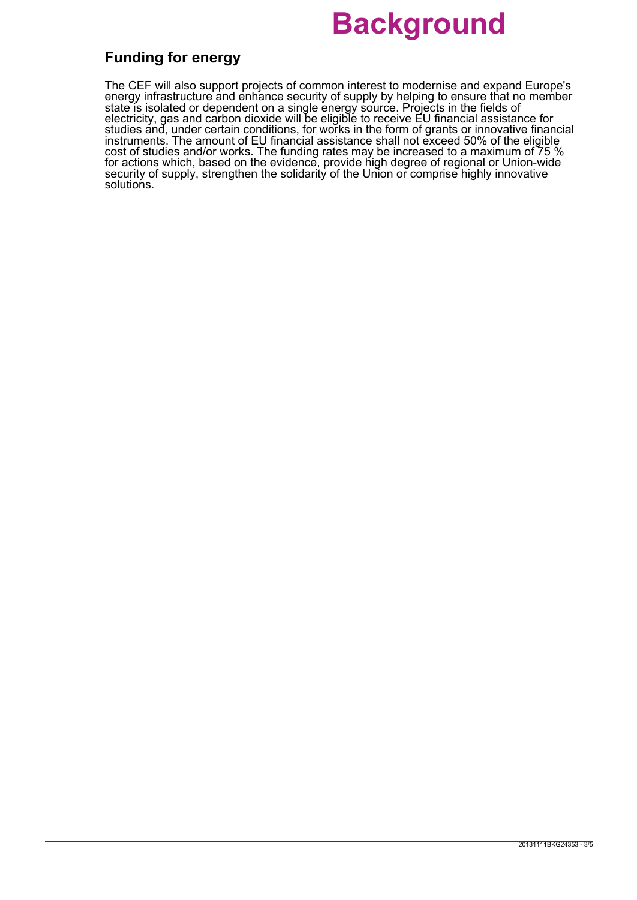# Background

## Funding for energy

The CEF will also support projects of common interest to modernise and expand Europe's energy infrastructure and enhance security of supply by helping to ensure that no member state is isolated or dependent on a single energy source. Projects in the fields of electricity, gas and carbon dioxide will be eligible to receive EU financial assistance for studies and, under certain conditions, for works in the form of grants or innovative financial instruments. The amount of EU financial assistance shall not exceed 50% of the eligible cost of studies and/or works. The funding rates may be increased to a maximum of 75 % for actions which, based on the evidence, provide high degree of regional or Union-wide security of supply, strengthen the solidarity of the Union or comprise highly innovative solutions.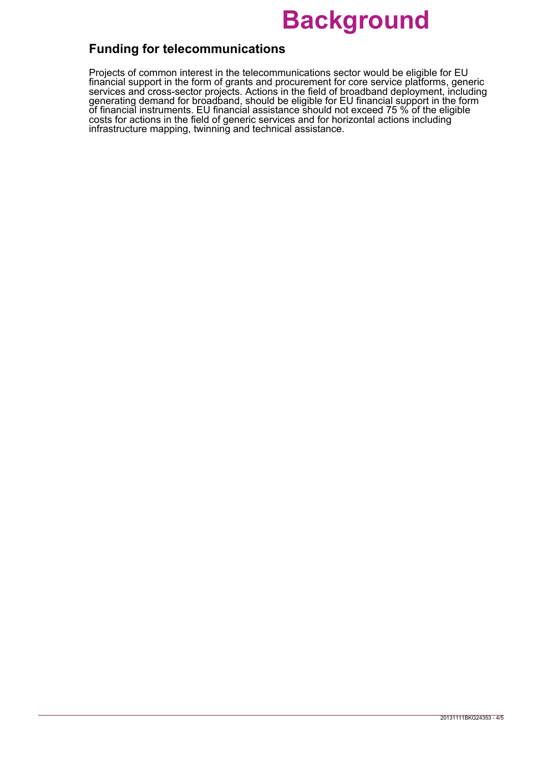# Background

## Funding for telecommunications

Projects of common interest in the telecommunications sector would be eligible for EU financial support in the form of grants and procurement for core service platforms, generic services and cross-sector projects. Actions in the field of broadband deployment, including generating demand for broadband, should be eligible for EU financial support in the form of financial instruments. EU financial assistance should not exceed 75 % of the eligible costs for actions in the field of generic services and for horizontal actions including infrastructure mapping, twinning and technical assistance.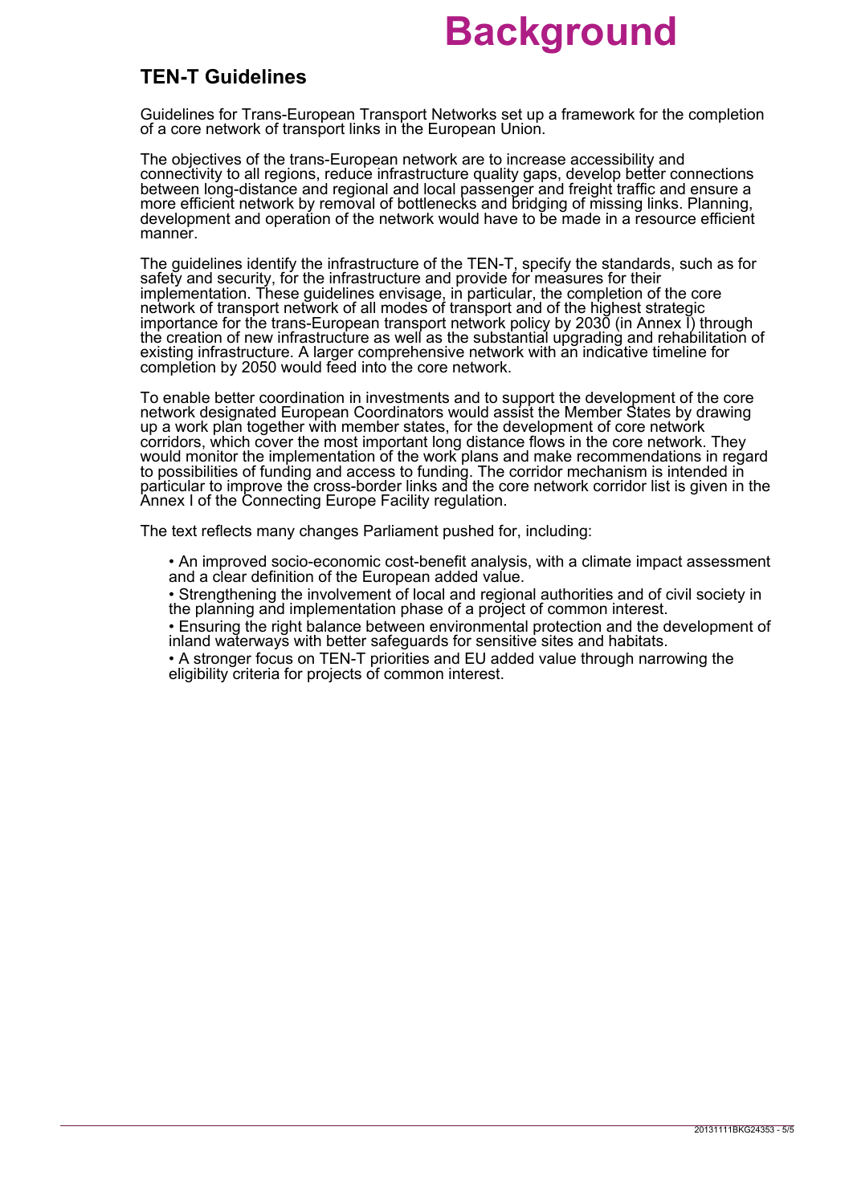# Background

## TEN-T Guidelines

Guidelines for Trans-European Transport Networks set up a framework for the completion of a core network of transport links in the European Union.

The objectives of the trans-European network are to increase accessibility and connectivity to all regions, reduce infrastructure quality gaps, develop better connections between long-distance and regional and local passenger and freight traffic and ensure a more efficient network by removal of bottlenecks and bridging of missing links. Planning, development and operation of the network would have to be made in a resource efficient manner.

The guidelines identify the infrastructure of the TEN-T, specify the standards, such as for safety and security, for the infrastructure and provide for measures for their implementation. These guidelines envisage, in particular, the completion of the core network of transport network of all modes of transport and of the highest strategic importance for the trans-European transport network policy by 2030 (in Annex I) through the creation of new infrastructure as well as the substantial upgrading and rehabilitation of existing infrastructure. A larger comprehensive network with an indicative timeline for completion by 2050 would feed into the core network.

To enable better coordination in investments and to support the development of the core network designated European Coordinators would assist the Member States by drawing up a work plan together with member states, for the development of core network corridors, which cover the most important long distance flows in the core network. They would monitor the implementation of the work plans and make recommendations in regard to possibilities of funding and access to funding. The corridor mechanism is intended in particular to improve the cross-border links and the core network corridor list is given in the Annex I of the Connecting Europe Facility regulation.

The text reflects many changes Parliament pushed for, including:

- An improved socio-economic cost-benefit analysis, with a climate impact assessment and a clear definition of the European added value.
- Strengthening the involvement of local and regional authorities and of civil society in the planning and implementation phase of a project of common interest.
- Ensuring the right balance between environmental protection and the development of inland waterways with better safeguards for sensitive sites and habitats.
- A stronger focus on TEN-T priorities and EU added value through narrowing the eligibility criteria for projects of common interest.